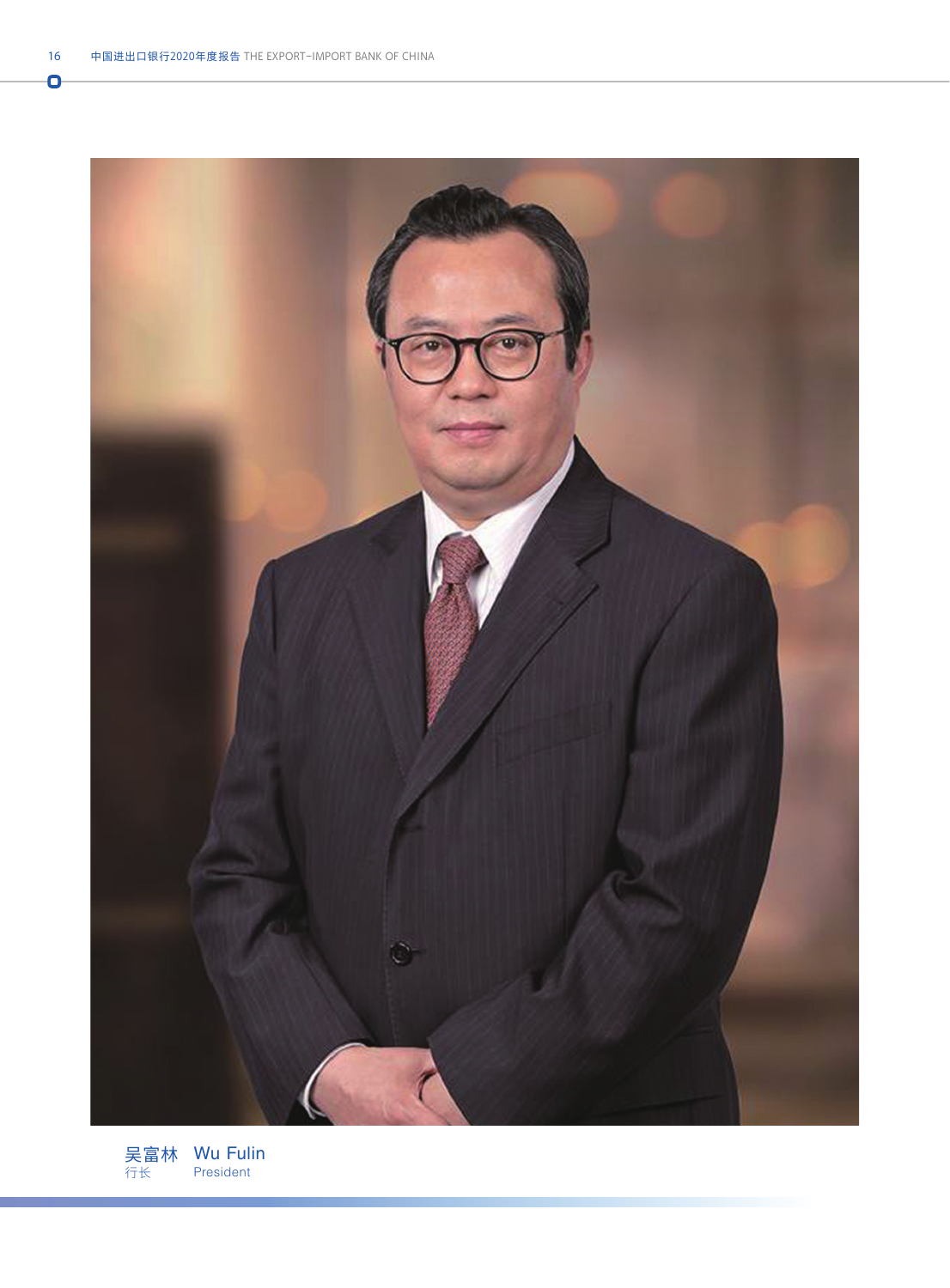吴富林 Wu Fulin
行长 President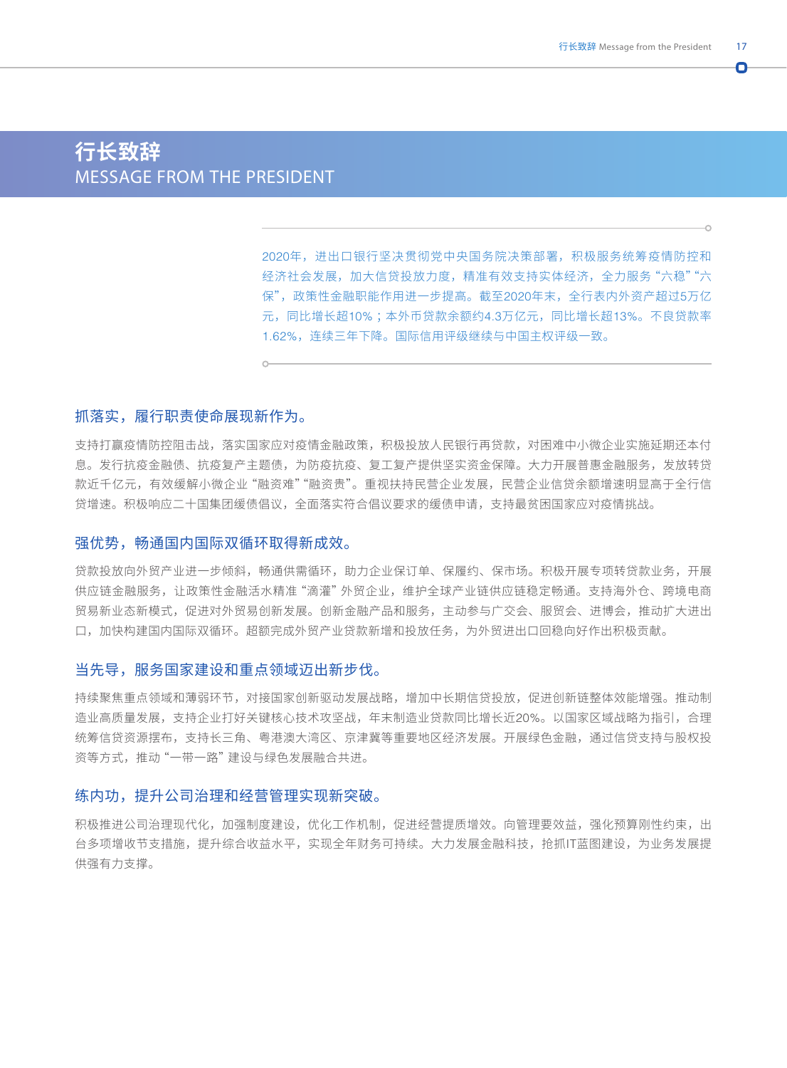# 行长致辞
MESSAGE FROM THE PRESIDENT

2020年，进出口银行坚决贯彻党中央国务院决策部署，积极服务统筹疫情防控和经济社会发展，加大信贷投放力度，精准有效支持实体经济，全力服务"六稳""六保"，政策性金融职能作用进一步提高。截至2020年末，全行表内外资产超过5万亿元，同比增长超10%；本外币贷款余额约4.3万亿元，同比增长超13%。不良贷款率1.62%，连续三年下降。国际信用评级继续与中国主权评级一致。

## 抓落实，履行职责使命展现新作为。

支持打赢疫情防控阻击战，落实国家应对疫情金融政策，积极投放人民银行再贷款，对困难中小微企业实施延期还本付息。发行抗疫金融债、抗疫复产主题债，为防疫抗疫、复工复产提供坚实资金保障。大力开展普惠金融服务，发放转贷款近千亿元，有效缓解小微企业"融资难""融资贵"。重视扶持民营企业发展，民营企业信贷余额增速明显高于全行信贷增速。积极响应二十国集团缓债倡议，全面落实符合倡议要求的缓债申请，支持最贫困国家应对疫情挑战。

## 强优势，畅通国内国际双循环取得新成效。

贷款投放向外贸产业进一步倾斜，畅通供需循环，助力企业保订单、保履约、保市场。积极开展专项转贷款业务，开展供应链金融服务，让政策性金融活水精准"滴灌"外贸企业，维护全球产业链供应链稳定畅通。支持海外仓、跨境电商贸易新业态新模式，促进对外贸易创新发展。创新金融产品和服务，主动参与广交会、服贸会、进博会，推动扩大进出口，加快构建国内国际双循环。超额完成外贸产业贷款新增和投放任务，为外贸进出口回稳向好作出积极贡献。

## 当先导，服务国家建设和重点领域迈出新步伐。

持续聚焦重点领域和薄弱环节，对接国家创新驱动发展战略，增加中长期信贷投放，促进创新链整体效能增强。推动制造业高质量发展，支持企业打好关键核心技术攻坚战，年末制造业贷款同比增长近20%。以国家区域战略为指引，合理统筹信贷资源摆布，支持长三角、粤港澳大湾区、京津冀等重要地区经济发展。开展绿色金融，通过信贷支持与股权投资等方式，推动"一带一路"建设与绿色发展融合共进。

## 练内功，提升公司治理和经营管理实现新突破。

积极推进公司治理现代化，加强制度建设，优化工作机制，促进经营提质增效。向管理要效益，强化预算刚性约束，出台多项增收节支措施，提升综合收益水平，实现全年财务可持续。大力发展金融科技，抢抓IT蓝图建设，为业务发展提供强有力支撑。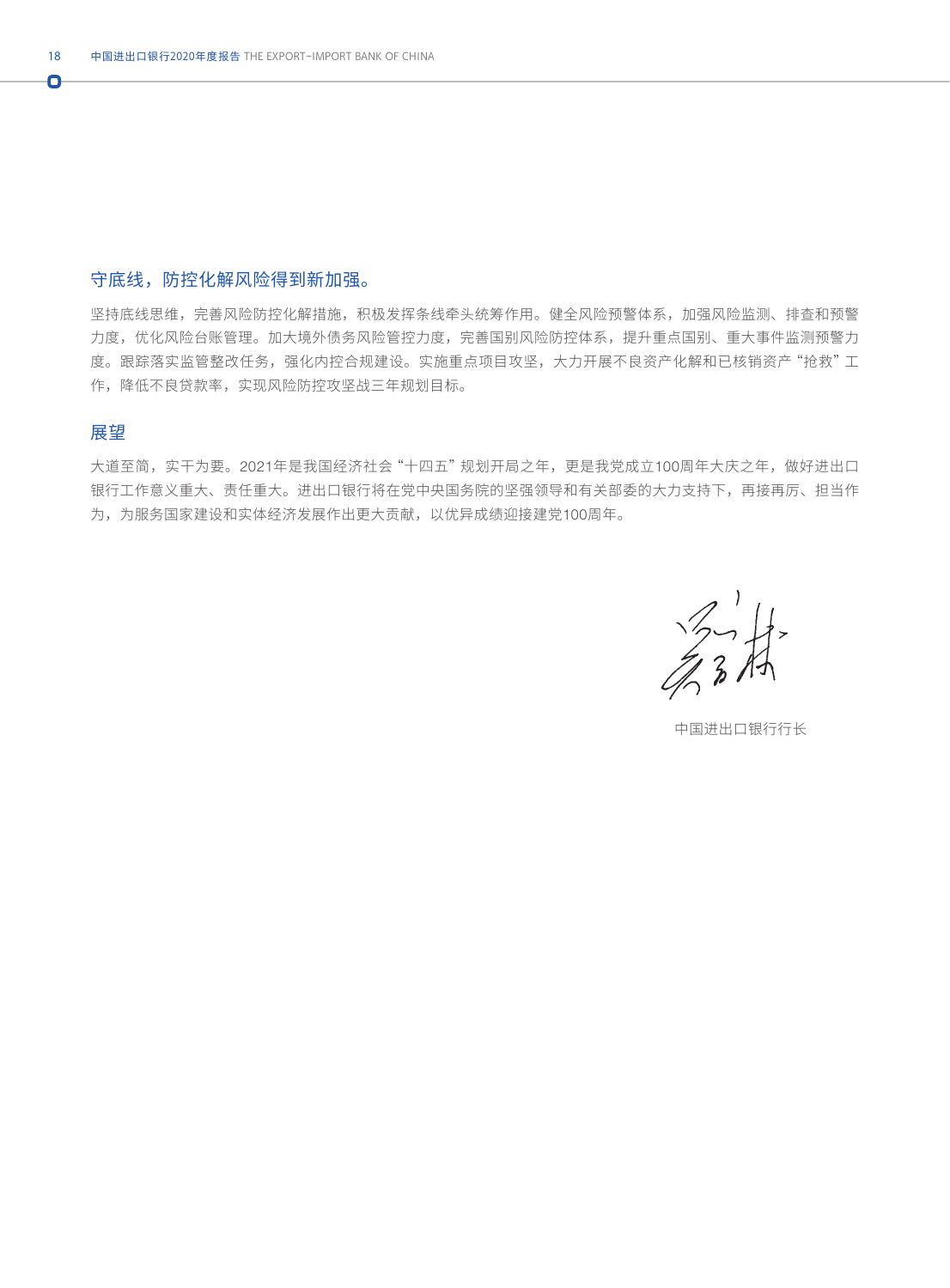## 守底线，防控化解风险得到新加强。

坚持底线思维，完善风险防控化解措施，积极发挥条线牵头统筹作用。健全风险预警体系，加强风险监测、排查和预警力度，优化风险台账管理。加大境外债务风险管控力度，完善国别风险防控体系，提升重点国别、重大事件监测预警力度。跟踪落实监管整改任务，强化内控合规建设。实施重点项目攻坚，大力开展不良资产化解和已核销资产“抢救”工作，降低不良贷款率，实现风险防控攻坚战三年规划目标。

## 展望

大道至简，实干为要。2021年是我国经济社会“十四五”规划开局之年，更是我党成立100周年大庆之年，做好进出口银行工作意义重大、责任重大。进出口银行将在党中央国务院的坚强领导和有关部委的大力支持下，再接再厉、担当作为，为服务国家建设和实体经济发展作出更大贡献，以优异成绩迎接建党100周年。

中国进出口银行行长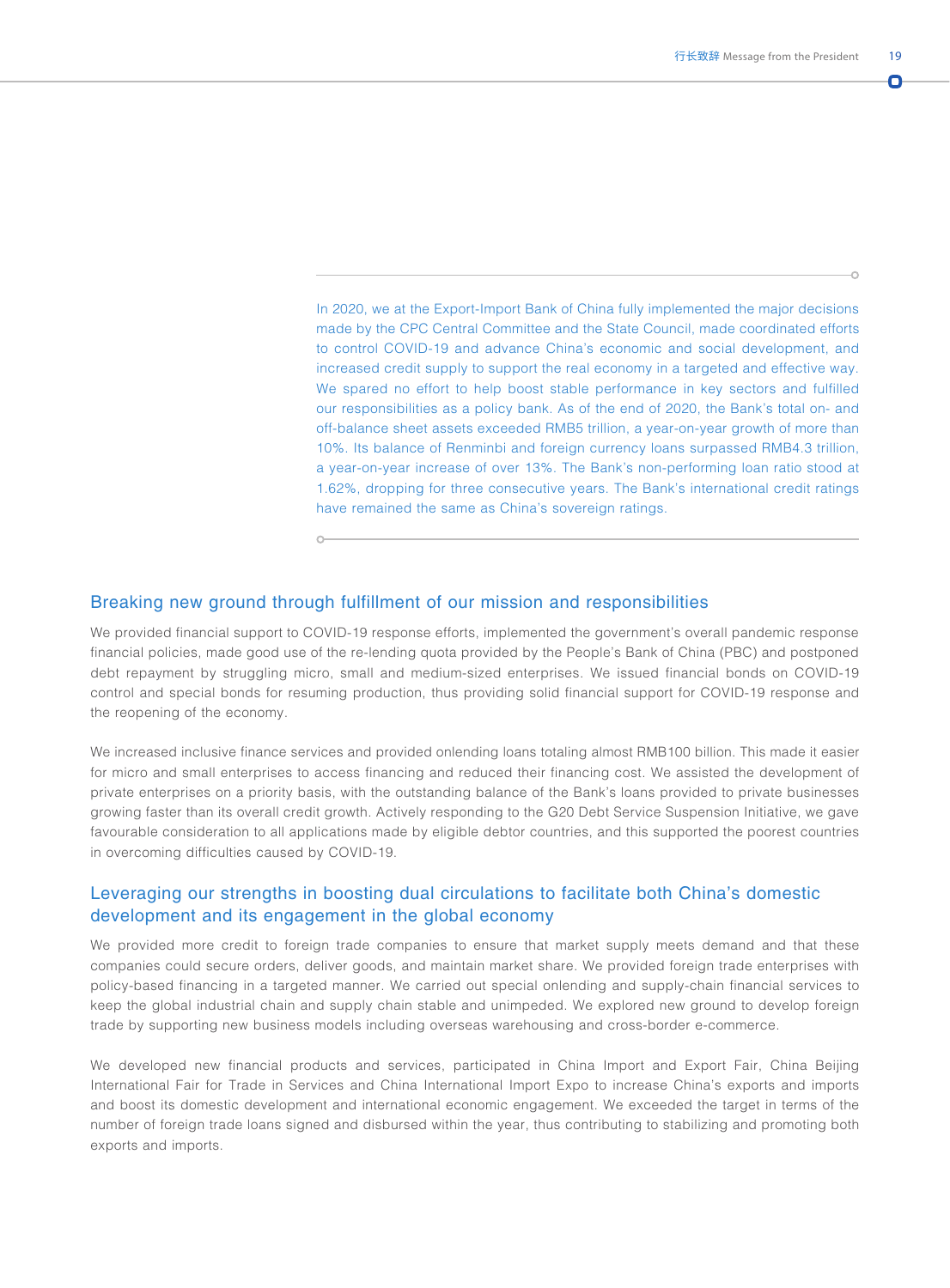In 2020, we at the Export-Import Bank of China fully implemented the major decisions made by the CPC Central Committee and the State Council, made coordinated efforts to control COVID-19 and advance China's economic and social development, and increased credit supply to support the real economy in a targeted and effective way. We spared no effort to help boost stable performance in key sectors and fulfilled our responsibilities as a policy bank. As of the end of 2020, the Bank's total on- and off-balance sheet assets exceeded RMB5 trillion, a year-on-year growth of more than 10%. Its balance of Renminbi and foreign currency loans surpassed RMB4.3 trillion, a year-on-year increase of over 13%. The Bank's non-performing loan ratio stood at 1.62%, dropping for three consecutive years. The Bank's international credit ratings have remained the same as China's sovereign ratings.

## Breaking new ground through fulfillment of our mission and responsibilities

We provided financial support to COVID-19 response efforts, implemented the government's overall pandemic response financial policies, made good use of the re-lending quota provided by the People's Bank of China (PBC) and postponed debt repayment by struggling micro, small and medium-sized enterprises. We issued financial bonds on COVID-19 control and special bonds for resuming production, thus providing solid financial support for COVID-19 response and the reopening of the economy.

We increased inclusive finance services and provided onlending loans totaling almost RMB100 billion. This made it easier for micro and small enterprises to access financing and reduced their financing cost. We assisted the development of private enterprises on a priority basis, with the outstanding balance of the Bank's loans provided to private businesses growing faster than its overall credit growth. Actively responding to the G20 Debt Service Suspension Initiative, we gave favourable consideration to all applications made by eligible debtor countries, and this supported the poorest countries in overcoming difficulties caused by COVID-19.

## Leveraging our strengths in boosting dual circulations to facilitate both China's domestic development and its engagement in the global economy

We provided more credit to foreign trade companies to ensure that market supply meets demand and that these companies could secure orders, deliver goods, and maintain market share. We provided foreign trade enterprises with policy-based financing in a targeted manner. We carried out special onlending and supply-chain financial services to keep the global industrial chain and supply chain stable and unimpeded. We explored new ground to develop foreign trade by supporting new business models including overseas warehousing and cross-border e-commerce.

We developed new financial products and services, participated in China Import and Export Fair, China Beijing International Fair for Trade in Services and China International Import Expo to increase China's exports and imports and boost its domestic development and international economic engagement. We exceeded the target in terms of the number of foreign trade loans signed and disbursed within the year, thus contributing to stabilizing and promoting both exports and imports.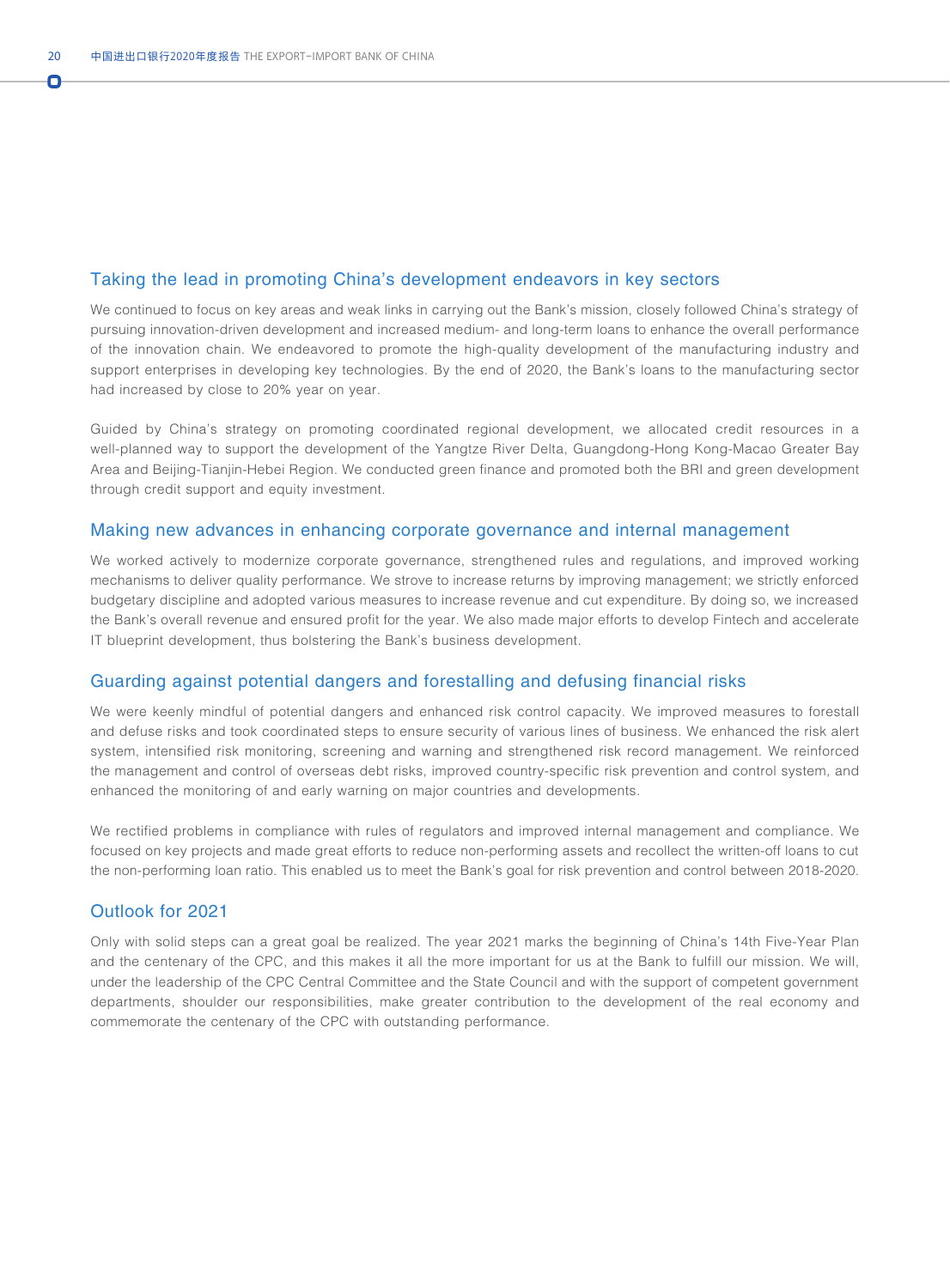## Taking the lead in promoting China's development endeavors in key sectors

We continued to focus on key areas and weak links in carrying out the Bank's mission, closely followed China's strategy of pursuing innovation-driven development and increased medium- and long-term loans to enhance the overall performance of the innovation chain. We endeavored to promote the high-quality development of the manufacturing industry and support enterprises in developing key technologies. By the end of 2020, the Bank's loans to the manufacturing sector had increased by close to 20% year on year.

Guided by China's strategy on promoting coordinated regional development, we allocated credit resources in a well-planned way to support the development of the Yangtze River Delta, Guangdong-Hong Kong-Macao Greater Bay Area and Beijing-Tianjin-Hebei Region. We conducted green finance and promoted both the BRI and green development through credit support and equity investment.

## Making new advances in enhancing corporate governance and internal management

We worked actively to modernize corporate governance, strengthened rules and regulations, and improved working mechanisms to deliver quality performance. We strove to increase returns by improving management; we strictly enforced budgetary discipline and adopted various measures to increase revenue and cut expenditure. By doing so, we increased the Bank's overall revenue and ensured profit for the year. We also made major efforts to develop Fintech and accelerate IT blueprint development, thus bolstering the Bank's business development.

## Guarding against potential dangers and forestalling and defusing financial risks

We were keenly mindful of potential dangers and enhanced risk control capacity. We improved measures to forestall and defuse risks and took coordinated steps to ensure security of various lines of business. We enhanced the risk alert system, intensified risk monitoring, screening and warning and strengthened risk record management. We reinforced the management and control of overseas debt risks, improved country-specific risk prevention and control system, and enhanced the monitoring of and early warning on major countries and developments.

We rectified problems in compliance with rules of regulators and improved internal management and compliance. We focused on key projects and made great efforts to reduce non-performing assets and recollect the written-off loans to cut the non-performing loan ratio. This enabled us to meet the Bank's goal for risk prevention and control between 2018-2020.

## Outlook for 2021

Only with solid steps can a great goal be realized. The year 2021 marks the beginning of China's 14th Five-Year Plan and the centenary of the CPC, and this makes it all the more important for us at the Bank to fulfill our mission. We will, under the leadership of the CPC Central Committee and the State Council and with the support of competent government departments, shoulder our responsibilities, make greater contribution to the development of the real economy and commemorate the centenary of the CPC with outstanding performance.